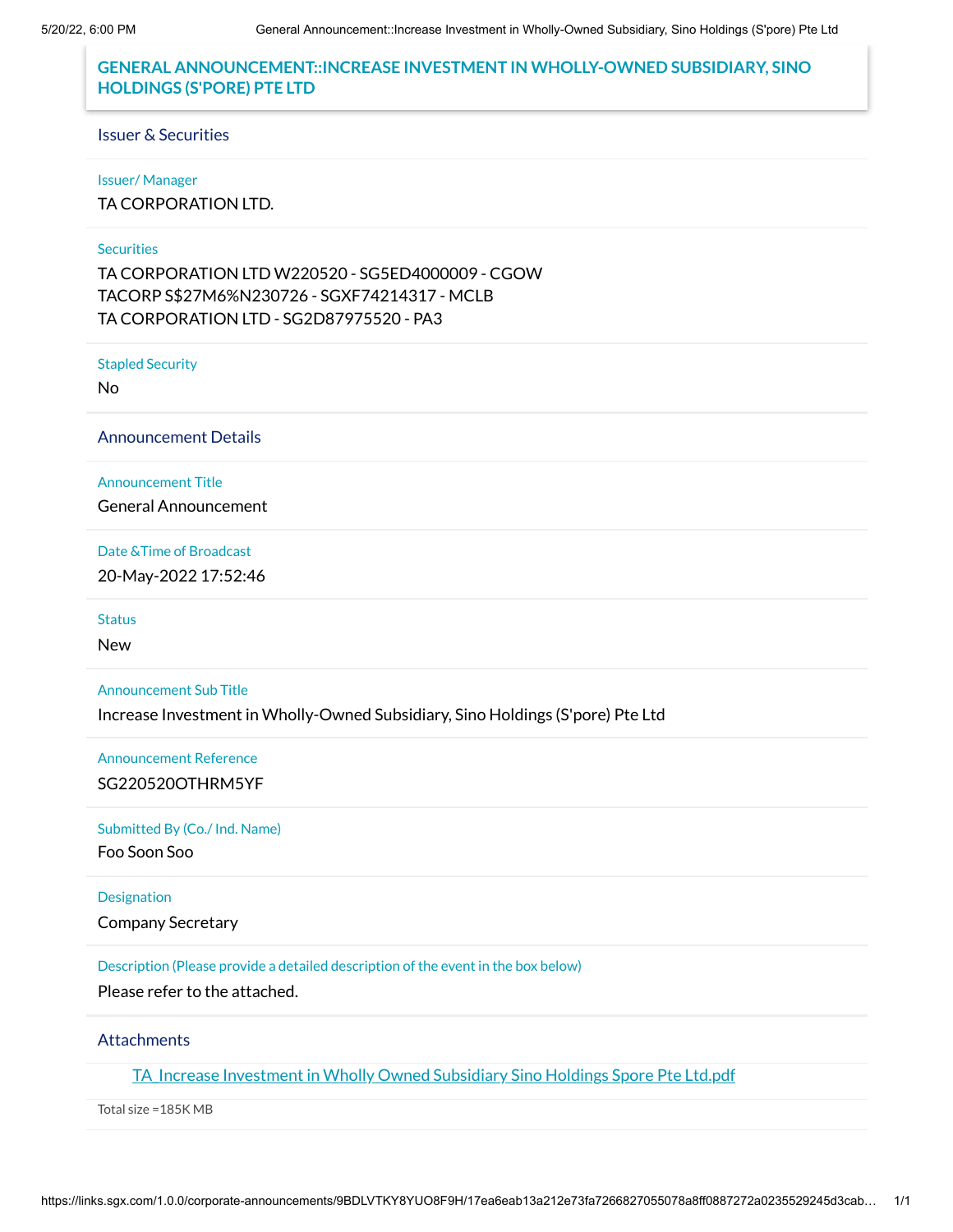# GENERAL ANNOUNCEMENT::INCREASE INVESTMENT IN WHOLLY-OWNED SUBSIDIARY, SINO HOLDINGS (S'PORE) PTE LTD

## Issuer & Securities

**Issuer/ Manager**

TA CORPORATION LTD.

**Securities**

TA CORPORATION LTD W220520 - SG5ED4000009 - CGOW
TACORP S$27M6%N230726 - SGXF74214317 - MCLB
TA CORPORATION LTD - SG2D87975520 - PA3

**Stapled Security**

No

## Announcement Details

**Announcement Title**

General Announcement

**Date &Time of Broadcast**

20-May-2022 17:52:46

**Status**

New

**Announcement Sub Title**

Increase Investment in Wholly-Owned Subsidiary, Sino Holdings (S'pore) Pte Ltd

**Announcement Reference**

SG220520OTHRM5YF

**Submitted By (Co./ Ind. Name)**

Foo Soon Soo

**Designation**

Company Secretary

**Description (Please provide a detailed description of the event in the box below)**

Please refer to the attached.

## Attachments

TA_Increase Investment in Wholly Owned Subsidiary Sino Holdings Spore Pte Ltd.pdf

Total size =185K MB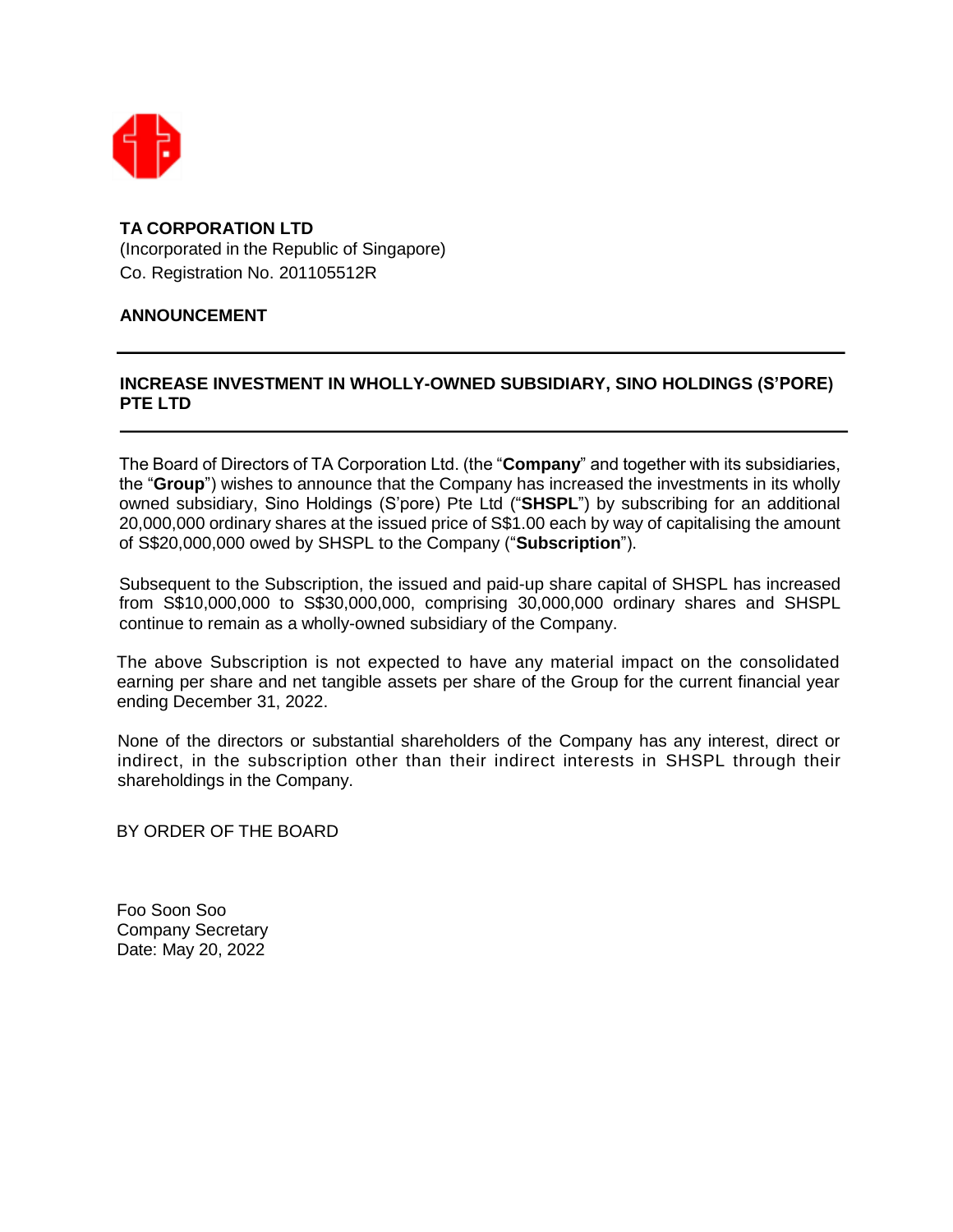**TA CORPORATION LTD**
(Incorporated in the Republic of Singapore)
Co. Registration No. 201105512R

**ANNOUNCEMENT**

---

**INCREASE INVESTMENT IN WHOLLY-OWNED SUBSIDIARY, SINO HOLDINGS (S'PORE) PTE LTD**

---

The Board of Directors of TA Corporation Ltd. (the "**Company**" and together with its subsidiaries, the "**Group**") wishes to announce that the Company has increased the investments in its wholly owned subsidiary, Sino Holdings (S'pore) Pte Ltd ("**SHSPL**") by subscribing for an additional 20,000,000 ordinary shares at the issued price of S$1.00 each by way of capitalising the amount of S$20,000,000 owed by SHSPL to the Company ("**Subscription**").

Subsequent to the Subscription, the issued and paid-up share capital of SHSPL has increased from S$10,000,000 to S$30,000,000, comprising 30,000,000 ordinary shares and SHSPL continue to remain as a wholly-owned subsidiary of the Company.

The above Subscription is not expected to have any material impact on the consolidated earning per share and net tangible assets per share of the Group for the current financial year ending December 31, 2022.

None of the directors or substantial shareholders of the Company has any interest, direct or indirect, in the subscription other than their indirect interests in SHSPL through their shareholdings in the Company.

BY ORDER OF THE BOARD

Foo Soon Soo
Company Secretary
Date: May 20, 2022